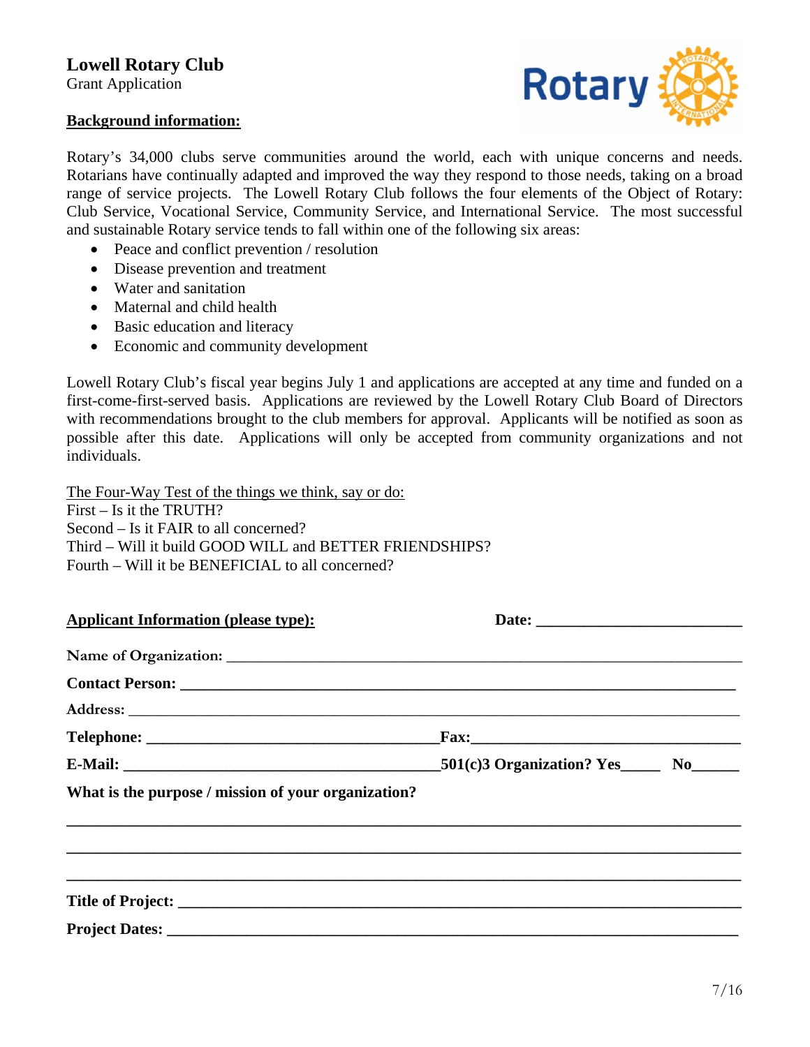# Lowell Rotary Club

Grant Application

**Background information:**

Rotary's 34,000 clubs serve communities around the world, each with unique concerns and needs. Rotarians have continually adapted and improved the way they respond to those needs, taking on a broad range of service projects. The Lowell Rotary Club follows the four elements of the Object of Rotary: Club Service, Vocational Service, Community Service, and International Service. The most successful and sustainable Rotary service tends to fall within one of the following six areas:

- Peace and conflict prevention / resolution
- Disease prevention and treatment
- Water and sanitation
- Maternal and child health
- Basic education and literacy
- Economic and community development

Lowell Rotary Club's fiscal year begins July 1 and applications are accepted at any time and funded on a first-come-first-served basis. Applications are reviewed by the Lowell Rotary Club Board of Directors with recommendations brought to the club members for approval. Applicants will be notified as soon as possible after this date. Applications will only be accepted from community organizations and not individuals.

The Four-Way Test of the things we think, say or do:
First – Is it the TRUTH?
Second – Is it FAIR to all concerned?
Third – Will it build GOOD WILL and BETTER FRIENDSHIPS?
Fourth – Will it be BENEFICIAL to all concerned?

**Applicant Information (please type):** **Date:** ___________________________

Name of Organization: ______________________________________________________________

**Contact Person:** _________________________________________________________________

Address: ___________________________________________________________________________

**Telephone:** ____________________________________ **Fax:**_________________________________

**E-Mail:** _______________________________________ **501(c)3 Organization? Yes**_____ **No**______

**What is the purpose / mission of your organization?**

_______________________________________________________________________________________

_______________________________________________________________________________________

_______________________________________________________________________________________

**Title of Project:** ________________________________________________________________________

**Project Dates:** __________________________________________________________________________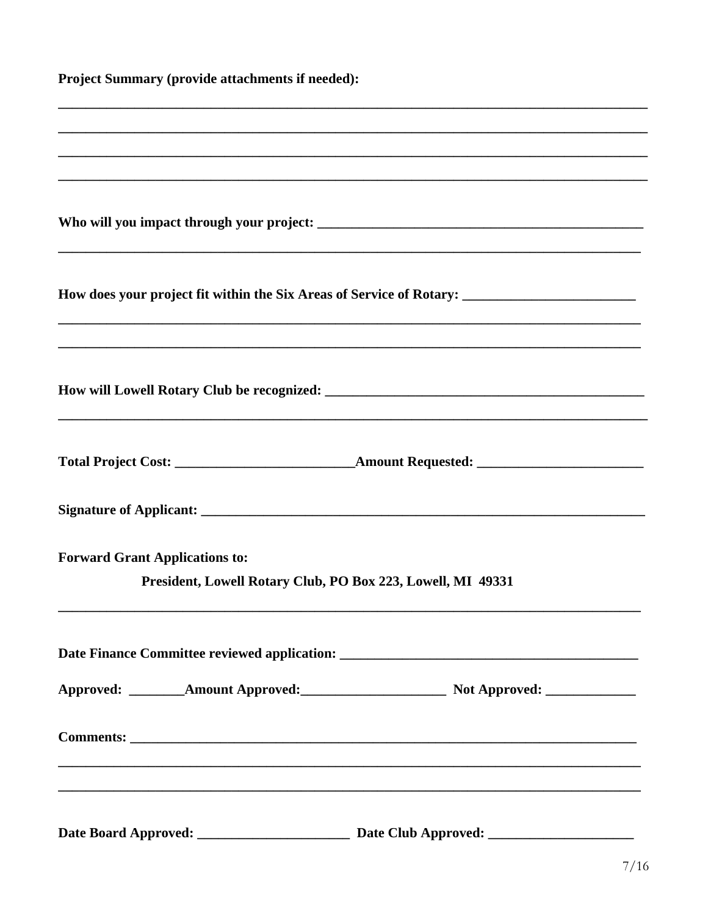**Project Summary (provide attachments if needed):**

\_\_\_\_\_\_\_\_\_\_\_\_\_\_\_\_\_\_\_\_\_\_\_\_\_\_\_\_\_\_\_\_\_\_\_\_\_\_\_\_\_\_\_\_\_\_\_\_\_\_\_\_\_\_\_\_\_\_\_\_\_\_\_\_\_\_\_\_\_\_\_\_\_\_\_\_\_\_

\_\_\_\_\_\_\_\_\_\_\_\_\_\_\_\_\_\_\_\_\_\_\_\_\_\_\_\_\_\_\_\_\_\_\_\_\_\_\_\_\_\_\_\_\_\_\_\_\_\_\_\_\_\_\_\_\_\_\_\_\_\_\_\_\_\_\_\_\_\_\_\_\_\_\_\_\_\_

\_\_\_\_\_\_\_\_\_\_\_\_\_\_\_\_\_\_\_\_\_\_\_\_\_\_\_\_\_\_\_\_\_\_\_\_\_\_\_\_\_\_\_\_\_\_\_\_\_\_\_\_\_\_\_\_\_\_\_\_\_\_\_\_\_\_\_\_\_\_\_\_\_\_\_\_\_\_

\_\_\_\_\_\_\_\_\_\_\_\_\_\_\_\_\_\_\_\_\_\_\_\_\_\_\_\_\_\_\_\_\_\_\_\_\_\_\_\_\_\_\_\_\_\_\_\_\_\_\_\_\_\_\_\_\_\_\_\_\_\_\_\_\_\_\_\_\_\_\_\_\_\_\_\_\_\_

**Who will you impact through your project:** \_\_\_\_\_\_\_\_\_\_\_\_\_\_\_\_\_\_\_\_\_\_\_\_\_\_\_\_\_\_\_\_\_\_\_\_\_\_\_\_\_\_\_\_

\_\_\_\_\_\_\_\_\_\_\_\_\_\_\_\_\_\_\_\_\_\_\_\_\_\_\_\_\_\_\_\_\_\_\_\_\_\_\_\_\_\_\_\_\_\_\_\_\_\_\_\_\_\_\_\_\_\_\_\_\_\_\_\_\_\_\_\_\_\_\_\_\_\_\_\_\_\_

**How does your project fit within the Six Areas of Service of Rotary:** \_\_\_\_\_\_\_\_\_\_\_\_\_\_\_\_\_\_\_\_\_\_\_\_\_

\_\_\_\_\_\_\_\_\_\_\_\_\_\_\_\_\_\_\_\_\_\_\_\_\_\_\_\_\_\_\_\_\_\_\_\_\_\_\_\_\_\_\_\_\_\_\_\_\_\_\_\_\_\_\_\_\_\_\_\_\_\_\_\_\_\_\_\_\_\_\_\_\_\_\_\_\_\_

\_\_\_\_\_\_\_\_\_\_\_\_\_\_\_\_\_\_\_\_\_\_\_\_\_\_\_\_\_\_\_\_\_\_\_\_\_\_\_\_\_\_\_\_\_\_\_\_\_\_\_\_\_\_\_\_\_\_\_\_\_\_\_\_\_\_\_\_\_\_\_\_\_\_\_\_\_\_

**How will Lowell Rotary Club be recognized:** \_\_\_\_\_\_\_\_\_\_\_\_\_\_\_\_\_\_\_\_\_\_\_\_\_\_\_\_\_\_\_\_\_\_\_\_\_\_\_\_\_\_\_

\_\_\_\_\_\_\_\_\_\_\_\_\_\_\_\_\_\_\_\_\_\_\_\_\_\_\_\_\_\_\_\_\_\_\_\_\_\_\_\_\_\_\_\_\_\_\_\_\_\_\_\_\_\_\_\_\_\_\_\_\_\_\_\_\_\_\_\_\_\_\_\_\_\_\_\_\_\_

**Total Project Cost:** \_\_\_\_\_\_\_\_\_\_\_\_\_\_\_\_\_\_\_\_\_\_\_\_\_\_**Amount Requested:** \_\_\_\_\_\_\_\_\_\_\_\_\_\_\_\_\_\_\_\_\_\_\_\_

**Signature of Applicant:** \_\_\_\_\_\_\_\_\_\_\_\_\_\_\_\_\_\_\_\_\_\_\_\_\_\_\_\_\_\_\_\_\_\_\_\_\_\_\_\_\_\_\_\_\_\_\_\_\_\_\_\_\_\_\_\_\_\_\_\_\_\_\_

**Forward Grant Applications to:**

**President, Lowell Rotary Club, PO Box 223, Lowell, MI 49331**

\_\_\_\_\_\_\_\_\_\_\_\_\_\_\_\_\_\_\_\_\_\_\_\_\_\_\_\_\_\_\_\_\_\_\_\_\_\_\_\_\_\_\_\_\_\_\_\_\_\_\_\_\_\_\_\_\_\_\_\_\_\_\_\_\_\_\_\_\_\_\_\_\_\_\_\_\_\_

**Date Finance Committee reviewed application:** \_\_\_\_\_\_\_\_\_\_\_\_\_\_\_\_\_\_\_\_\_\_\_\_\_\_\_\_\_\_\_\_\_\_\_\_\_\_\_\_\_\_

**Approved:** \_\_\_\_\_\_\_\_**Amount Approved:**\_\_\_\_\_\_\_\_\_\_\_\_\_\_\_\_\_\_\_\_\_ **Not Approved:** \_\_\_\_\_\_\_\_\_\_\_\_\_

**Comments:** \_\_\_\_\_\_\_\_\_\_\_\_\_\_\_\_\_\_\_\_\_\_\_\_\_\_\_\_\_\_\_\_\_\_\_\_\_\_\_\_\_\_\_\_\_\_\_\_\_\_\_\_\_\_\_\_\_\_\_\_\_\_\_\_\_\_\_\_\_\_\_\_

\_\_\_\_\_\_\_\_\_\_\_\_\_\_\_\_\_\_\_\_\_\_\_\_\_\_\_\_\_\_\_\_\_\_\_\_\_\_\_\_\_\_\_\_\_\_\_\_\_\_\_\_\_\_\_\_\_\_\_\_\_\_\_\_\_\_\_\_\_\_\_\_\_\_\_\_\_\_

\_\_\_\_\_\_\_\_\_\_\_\_\_\_\_\_\_\_\_\_\_\_\_\_\_\_\_\_\_\_\_\_\_\_\_\_\_\_\_\_\_\_\_\_\_\_\_\_\_\_\_\_\_\_\_\_\_\_\_\_\_\_\_\_\_\_\_\_\_\_\_\_\_\_\_\_\_\_

**Date Board Approved:** \_\_\_\_\_\_\_\_\_\_\_\_\_\_\_\_\_\_\_\_\_\_ **Date Club Approved:** \_\_\_\_\_\_\_\_\_\_\_\_\_\_\_\_\_\_\_\_\_

7/16